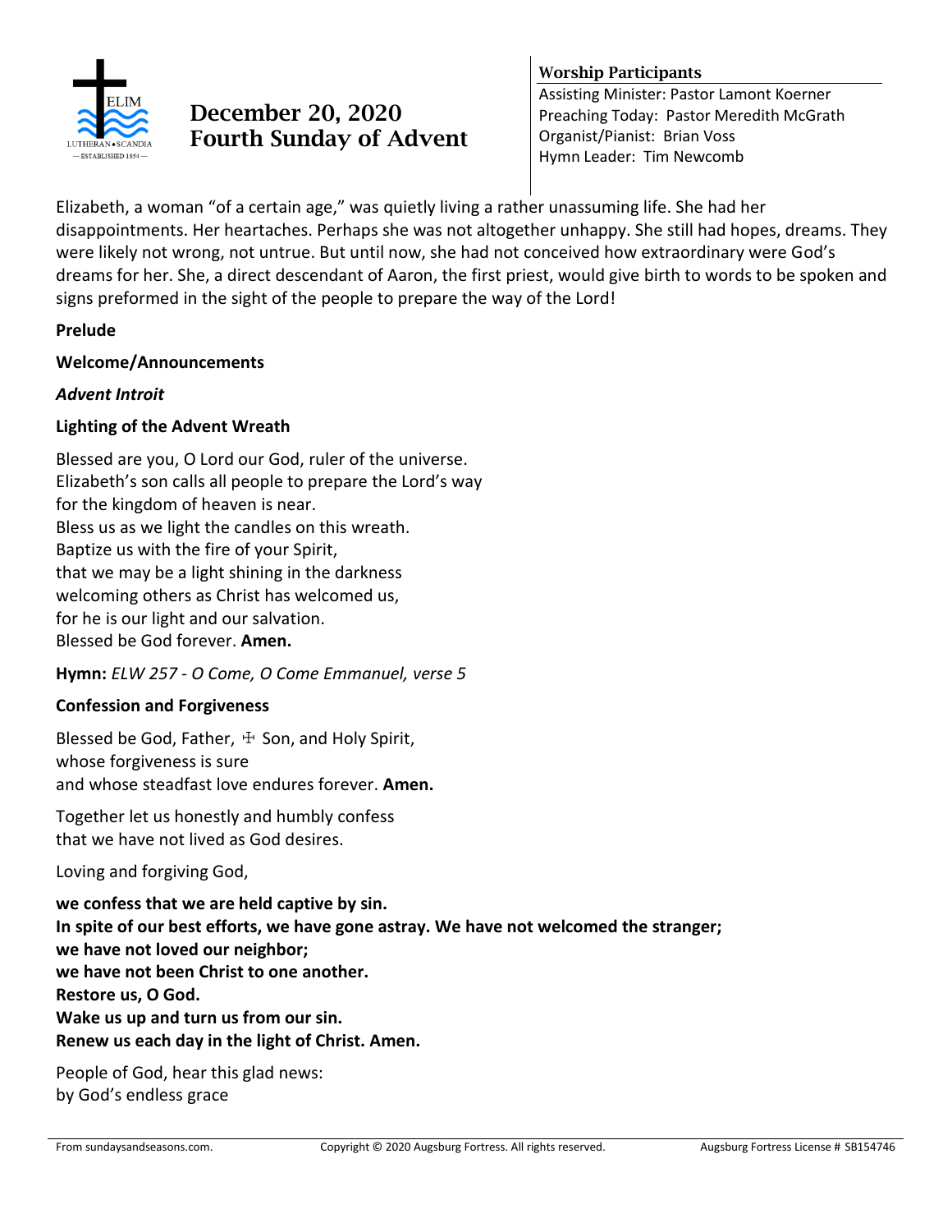# December 20, 2020
# Fourth Sunday of Advent

**Worship Participants**

Assisting Minister: Pastor Lamont Koerner
Preaching Today: Pastor Meredith McGrath
Organist/Pianist: Brian Voss
Hymn Leader: Tim Newcomb

Elizabeth, a woman "of a certain age," was quietly living a rather unassuming life. She had her disappointments. Her heartaches. Perhaps she was not altogether unhappy. She still had hopes, dreams. They were likely not wrong, not untrue. But until now, she had not conceived how extraordinary were God's dreams for her. She, a direct descendant of Aaron, the first priest, would give birth to words to be spoken and signs preformed in the sight of the people to prepare the way of the Lord!

**Prelude**

**Welcome/Announcements**

***Advent Introit***

**Lighting of the Advent Wreath**

Blessed are you, O Lord our God, ruler of the universe.
Elizabeth's son calls all people to prepare the Lord's way
for the kingdom of heaven is near.
Bless us as we light the candles on this wreath.
Baptize us with the fire of your Spirit,
that we may be a light shining in the darkness
welcoming others as Christ has welcomed us,
for he is our light and our salvation.
Blessed be God forever. **Amen.**

**Hymn:** *ELW 257 - O Come, O Come Emmanuel, verse 5*

**Confession and Forgiveness**

Blessed be God, Father, ☩ Son, and Holy Spirit,
whose forgiveness is sure
and whose steadfast love endures forever. **Amen.**

Together let us honestly and humbly confess
that we have not lived as God desires.

Loving and forgiving God,

**we confess that we are held captive by sin.**
**In spite of our best efforts, we have gone astray. We have not welcomed the stranger;**
**we have not loved our neighbor;**
**we have not been Christ to one another.**
**Restore us, O God.**
**Wake us up and turn us from our sin.**
**Renew us each day in the light of Christ. Amen.**

People of God, hear this glad news:
by God's endless grace

From sundaysandseasons.com. Copyright © 2020 Augsburg Fortress. All rights reserved. Augsburg Fortress License # SB154746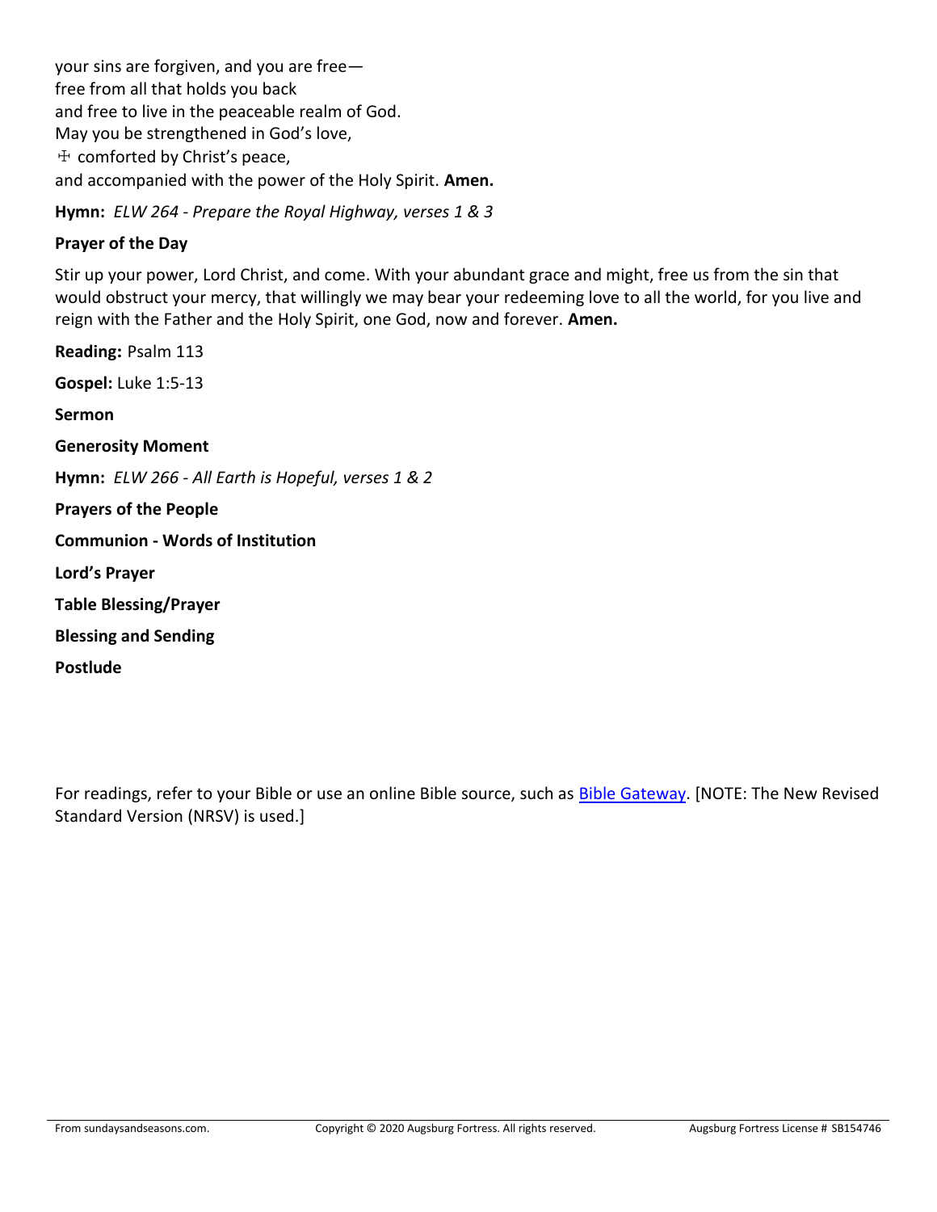your sins are forgiven, and you are free—
free from all that holds you back
and free to live in the peaceable realm of God.
May you be strengthened in God's love,
☩ comforted by Christ's peace,
and accompanied with the power of the Holy Spirit. **Amen.**

**Hymn:** *ELW 264 - Prepare the Royal Highway, verses 1 & 3*

**Prayer of the Day**

Stir up your power, Lord Christ, and come. With your abundant grace and might, free us from the sin that would obstruct your mercy, that willingly we may bear your redeeming love to all the world, for you live and reign with the Father and the Holy Spirit, one God, now and forever. **Amen.**

**Reading:** Psalm 113

**Gospel:** Luke 1:5-13

**Sermon**

**Generosity Moment**

**Hymn:** *ELW 266 - All Earth is Hopeful, verses 1 & 2*

**Prayers of the People**

**Communion - Words of Institution**

**Lord's Prayer**

**Table Blessing/Prayer**

**Blessing and Sending**

**Postlude**

For readings, refer to your Bible or use an online Bible source, such as Bible Gateway. [NOTE: The New Revised Standard Version (NRSV) is used.]

From sundaysandseasons.com. Copyright © 2020 Augsburg Fortress. All rights reserved. Augsburg Fortress License # SB154746